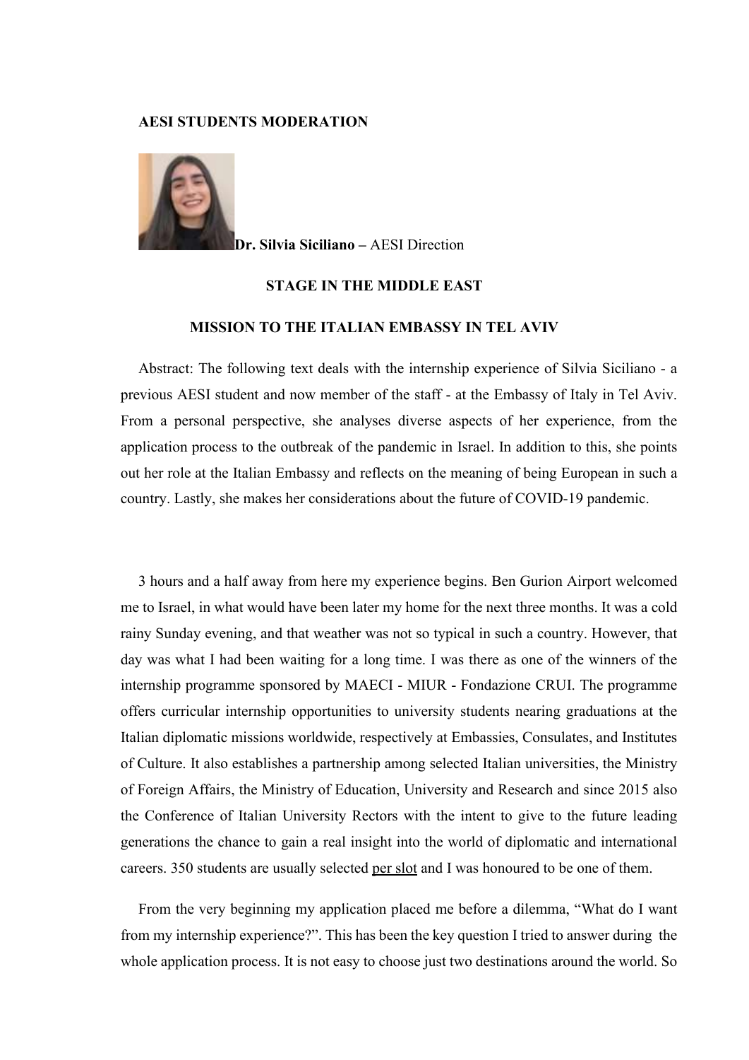**AESI STUDENTS MODERATION**

**Dr. Silvia Siciliano –** AESI Direction

**STAGE IN THE MIDDLE EAST**

**MISSION TO THE ITALIAN EMBASSY IN TEL AVIV**

Abstract: The following text deals with the internship experience of Silvia Siciliano - a previous AESI student and now member of the staff - at the Embassy of Italy in Tel Aviv. From a personal perspective, she analyses diverse aspects of her experience, from the application process to the outbreak of the pandemic in Israel. In addition to this, she points out her role at the Italian Embassy and reflects on the meaning of being European in such a country. Lastly, she makes her considerations about the future of COVID-19 pandemic.

3 hours and a half away from here my experience begins. Ben Gurion Airport welcomed me to Israel, in what would have been later my home for the next three months. It was a cold rainy Sunday evening, and that weather was not so typical in such a country. However, that day was what I had been waiting for a long time. I was there as one of the winners of the internship programme sponsored by MAECI - MIUR - Fondazione CRUI. The programme offers curricular internship opportunities to university students nearing graduations at the Italian diplomatic missions worldwide, respectively at Embassies, Consulates, and Institutes of Culture. It also establishes a partnership among selected Italian universities, the Ministry of Foreign Affairs, the Ministry of Education, University and Research and since 2015 also the Conference of Italian University Rectors with the intent to give to the future leading generations the chance to gain a real insight into the world of diplomatic and international careers. 350 students are usually selected per slot and I was honoured to be one of them.

From the very beginning my application placed me before a dilemma, "What do I want from my internship experience?". This has been the key question I tried to answer during the whole application process. It is not easy to choose just two destinations around the world. So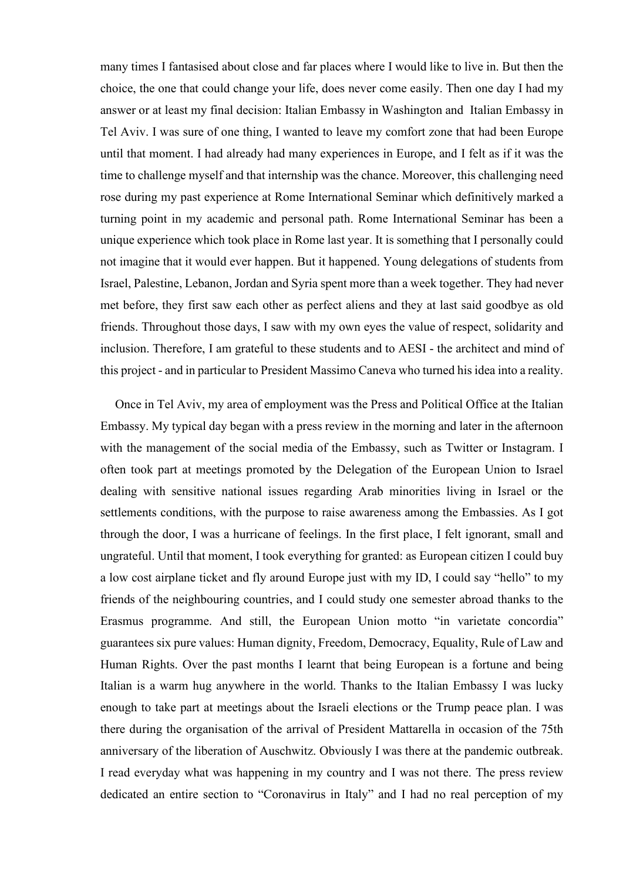many times I fantasised about close and far places where I would like to live in. But then the choice, the one that could change your life, does never come easily. Then one day I had my answer or at least my final decision: Italian Embassy in Washington and Italian Embassy in Tel Aviv. I was sure of one thing, I wanted to leave my comfort zone that had been Europe until that moment. I had already had many experiences in Europe, and I felt as if it was the time to challenge myself and that internship was the chance. Moreover, this challenging need rose during my past experience at Rome International Seminar which definitively marked a turning point in my academic and personal path. Rome International Seminar has been a unique experience which took place in Rome last year. It is something that I personally could not imagine that it would ever happen. But it happened. Young delegations of students from Israel, Palestine, Lebanon, Jordan and Syria spent more than a week together. They had never met before, they first saw each other as perfect aliens and they at last said goodbye as old friends. Throughout those days, I saw with my own eyes the value of respect, solidarity and inclusion. Therefore, I am grateful to these students and to AESI - the architect and mind of this project - and in particular to President Massimo Caneva who turned his idea into a reality.

Once in Tel Aviv, my area of employment was the Press and Political Office at the Italian Embassy. My typical day began with a press review in the morning and later in the afternoon with the management of the social media of the Embassy, such as Twitter or Instagram. I often took part at meetings promoted by the Delegation of the European Union to Israel dealing with sensitive national issues regarding Arab minorities living in Israel or the settlements conditions, with the purpose to raise awareness among the Embassies. As I got through the door, I was a hurricane of feelings. In the first place, I felt ignorant, small and ungrateful. Until that moment, I took everything for granted: as European citizen I could buy a low cost airplane ticket and fly around Europe just with my ID, I could say "hello" to my friends of the neighbouring countries, and I could study one semester abroad thanks to the Erasmus programme. And still, the European Union motto "in varietate concordia" guarantees six pure values: Human dignity, Freedom, Democracy, Equality, Rule of Law and Human Rights. Over the past months I learnt that being European is a fortune and being Italian is a warm hug anywhere in the world. Thanks to the Italian Embassy I was lucky enough to take part at meetings about the Israeli elections or the Trump peace plan. I was there during the organisation of the arrival of President Mattarella in occasion of the 75th anniversary of the liberation of Auschwitz. Obviously I was there at the pandemic outbreak. I read everyday what was happening in my country and I was not there. The press review dedicated an entire section to "Coronavirus in Italy" and I had no real perception of my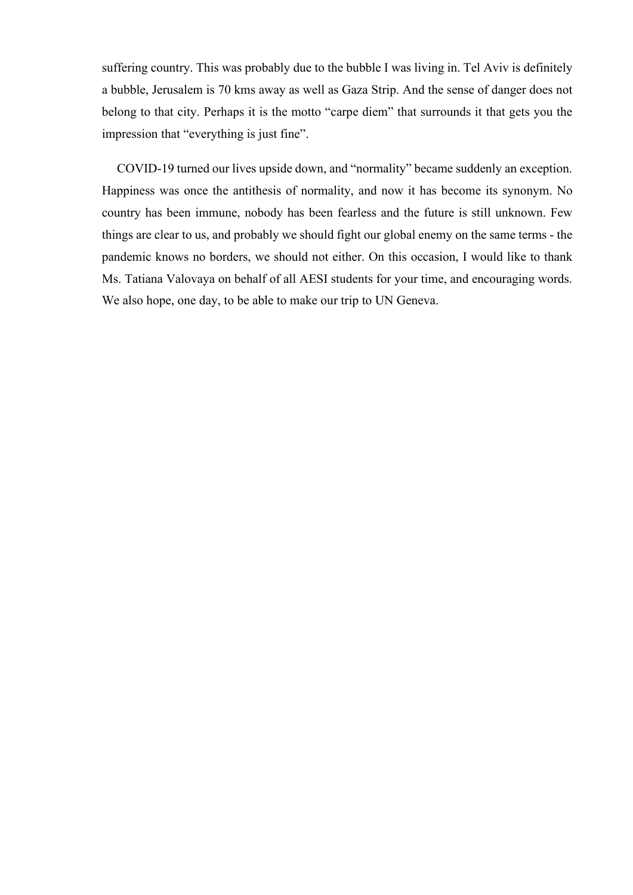suffering country. This was probably due to the bubble I was living in. Tel Aviv is definitely a bubble, Jerusalem is 70 kms away as well as Gaza Strip. And the sense of danger does not belong to that city. Perhaps it is the motto “carpe diem” that surrounds it that gets you the impression that “everything is just fine”.

COVID-19 turned our lives upside down, and “normality” became suddenly an exception. Happiness was once the antithesis of normality, and now it has become its synonym. No country has been immune, nobody has been fearless and the future is still unknown. Few things are clear to us, and probably we should fight our global enemy on the same terms - the pandemic knows no borders, we should not either. On this occasion, I would like to thank Ms. Tatiana Valovaya on behalf of all AESI students for your time, and encouraging words. We also hope, one day, to be able to make our trip to UN Geneva.